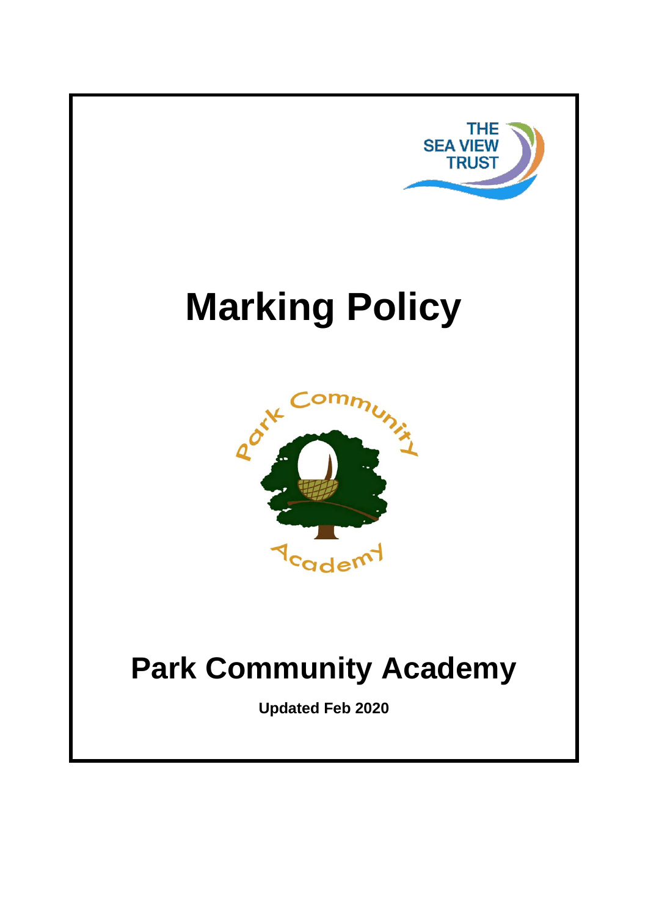THE SEA VIEW TRUST

# Marking Policy

# Park Community Academy

**Updated Feb 2020**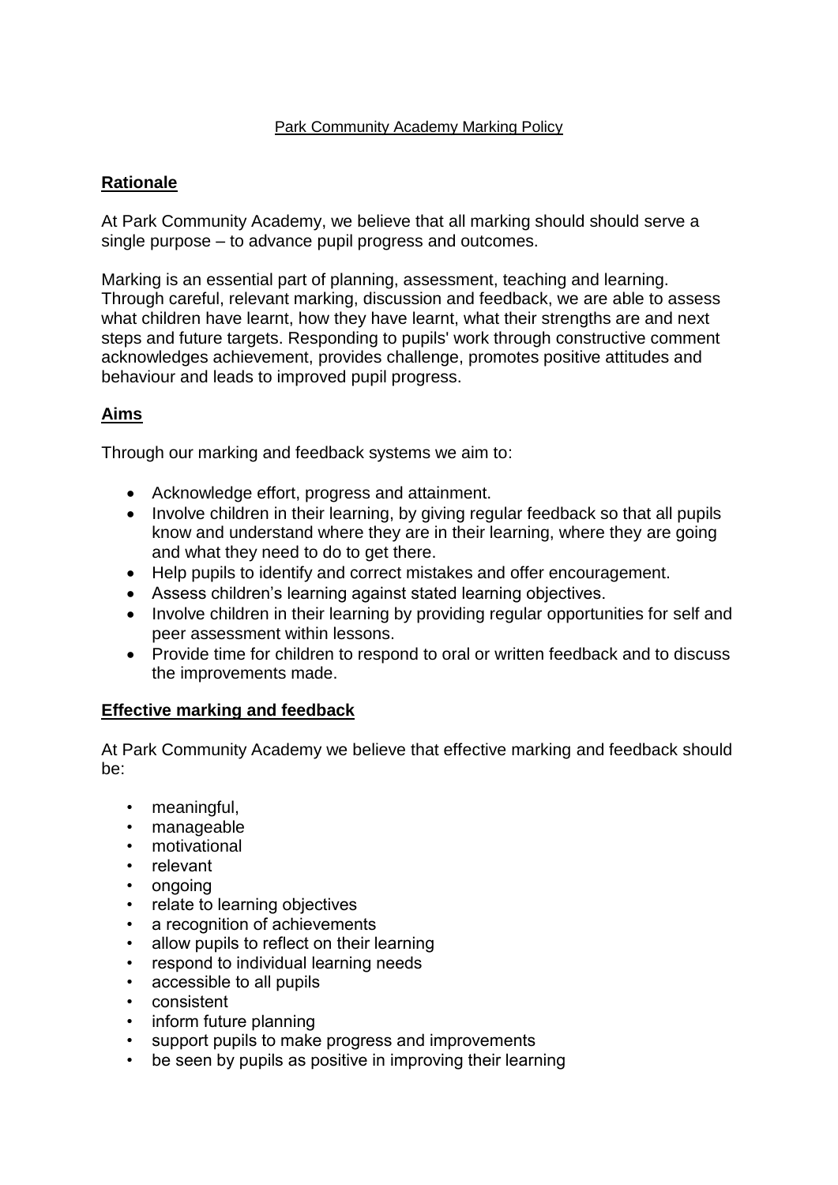Park Community Academy Marking Policy

## Rationale

At Park Community Academy, we believe that all marking should should serve a single purpose – to advance pupil progress and outcomes.

Marking is an essential part of planning, assessment, teaching and learning. Through careful, relevant marking, discussion and feedback, we are able to assess what children have learnt, how they have learnt, what their strengths are and next steps and future targets. Responding to pupils' work through constructive comment acknowledges achievement, provides challenge, promotes positive attitudes and behaviour and leads to improved pupil progress.

## Aims

Through our marking and feedback systems we aim to:

- Acknowledge effort, progress and attainment.
- Involve children in their learning, by giving regular feedback so that all pupils know and understand where they are in their learning, where they are going and what they need to do to get there.
- Help pupils to identify and correct mistakes and offer encouragement.
- Assess children's learning against stated learning objectives.
- Involve children in their learning by providing regular opportunities for self and peer assessment within lessons.
- Provide time for children to respond to oral or written feedback and to discuss the improvements made.

## Effective marking and feedback

At Park Community Academy we believe that effective marking and feedback should be:

- meaningful,
- manageable
- motivational
- relevant
- ongoing
- relate to learning objectives
- a recognition of achievements
- allow pupils to reflect on their learning
- respond to individual learning needs
- accessible to all pupils
- consistent
- inform future planning
- support pupils to make progress and improvements
- be seen by pupils as positive in improving their learning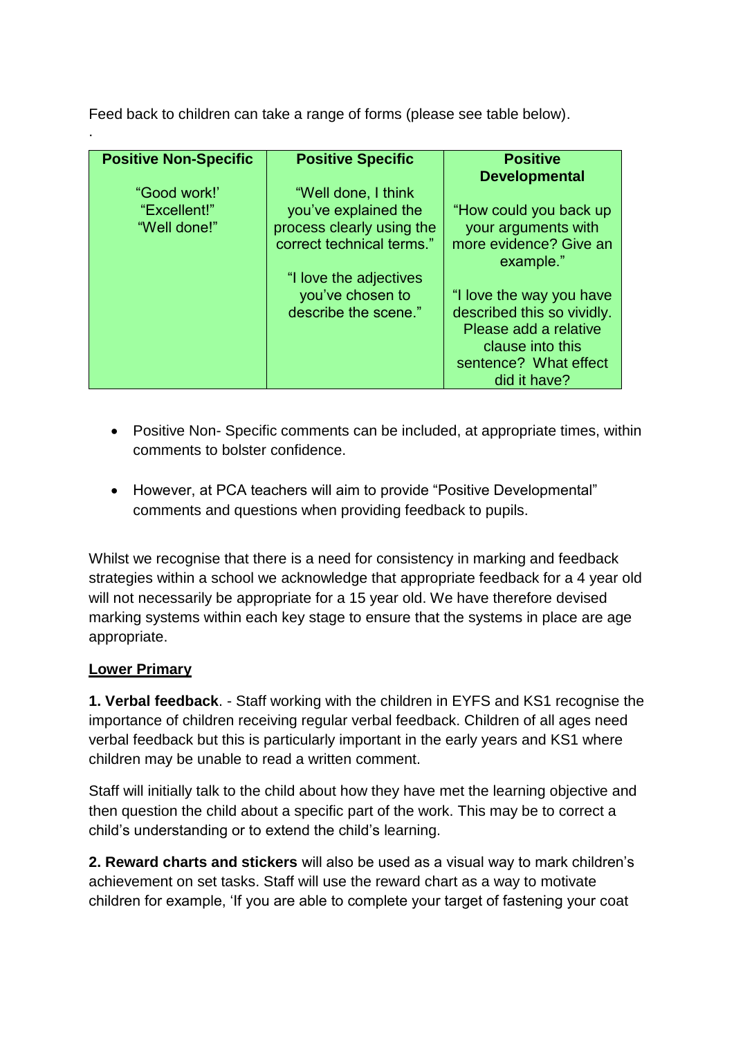Feed back to children can take a range of forms (please see table below).

.

| Positive Non-Specific | Positive Specific | Positive Developmental |
|---|---|---|
| "Good work!' "Excellent!" "Well done!" | "Well done, I think you've explained the process clearly using the correct technical terms." "I love the adjectives you've chosen to describe the scene." | "How could you back up your arguments with more evidence? Give an example." "I love the way you have described this so vividly. Please add a relative clause into this sentence? What effect did it have? |

- Positive Non- Specific comments can be included, at appropriate times, within comments to bolster confidence.
- However, at PCA teachers will aim to provide "Positive Developmental" comments and questions when providing feedback to pupils.

Whilst we recognise that there is a need for consistency in marking and feedback strategies within a school we acknowledge that appropriate feedback for a 4 year old will not necessarily be appropriate for a 15 year old. We have therefore devised marking systems within each key stage to ensure that the systems in place are age appropriate.

**Lower Primary**

**1. Verbal feedback**. - Staff working with the children in EYFS and KS1 recognise the importance of children receiving regular verbal feedback. Children of all ages need verbal feedback but this is particularly important in the early years and KS1 where children may be unable to read a written comment.

Staff will initially talk to the child about how they have met the learning objective and then question the child about a specific part of the work. This may be to correct a child's understanding or to extend the child's learning.

**2. Reward charts and stickers** will also be used as a visual way to mark children's achievement on set tasks. Staff will use the reward chart as a way to motivate children for example, 'If you are able to complete your target of fastening your coat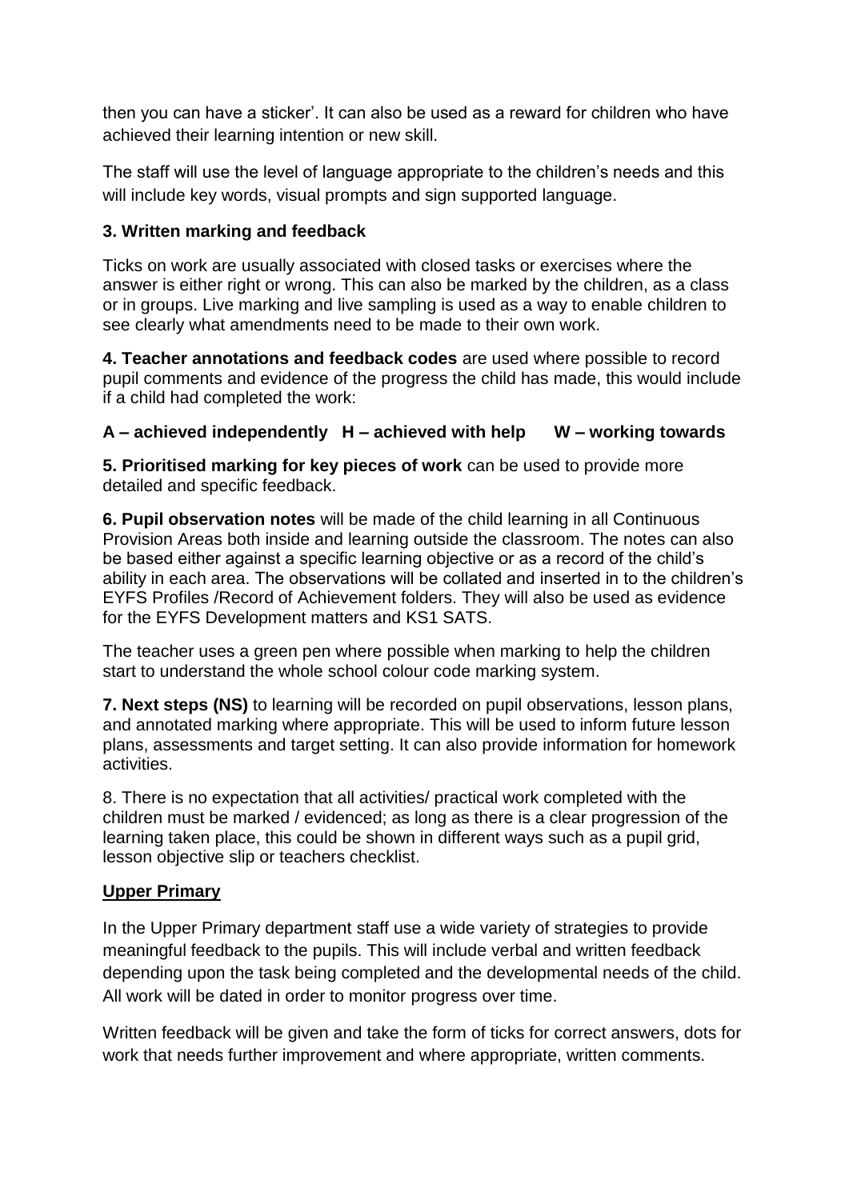then you can have a sticker'. It can also be used as a reward for children who have achieved their learning intention or new skill.

The staff will use the level of language appropriate to the children's needs and this will include key words, visual prompts and sign supported language.

**3. Written marking and feedback**

Ticks on work are usually associated with closed tasks or exercises where the answer is either right or wrong. This can also be marked by the children, as a class or in groups. Live marking and live sampling is used as a way to enable children to see clearly what amendments need to be made to their own work.

**4. Teacher annotations and feedback codes** are used where possible to record pupil comments and evidence of the progress the child has made, this would include if a child had completed the work:

**A – achieved independently  H – achieved with help  W – working towards**

**5. Prioritised marking for key pieces of work** can be used to provide more detailed and specific feedback.

**6. Pupil observation notes** will be made of the child learning in all Continuous Provision Areas both inside and learning outside the classroom. The notes can also be based either against a specific learning objective or as a record of the child's ability in each area. The observations will be collated and inserted in to the children's EYFS Profiles /Record of Achievement folders. They will also be used as evidence for the EYFS Development matters and KS1 SATS.

The teacher uses a green pen where possible when marking to help the children start to understand the whole school colour code marking system.

**7. Next steps (NS)** to learning will be recorded on pupil observations, lesson plans, and annotated marking where appropriate. This will be used to inform future lesson plans, assessments and target setting. It can also provide information for homework activities.

8. There is no expectation that all activities/ practical work completed with the children must be marked / evidenced; as long as there is a clear progression of the learning taken place, this could be shown in different ways such as a pupil grid, lesson objective slip or teachers checklist.

**<u>Upper Primary</u>**

In the Upper Primary department staff use a wide variety of strategies to provide meaningful feedback to the pupils. This will include verbal and written feedback depending upon the task being completed and the developmental needs of the child. All work will be dated in order to monitor progress over time.

Written feedback will be given and take the form of ticks for correct answers, dots for work that needs further improvement and where appropriate, written comments.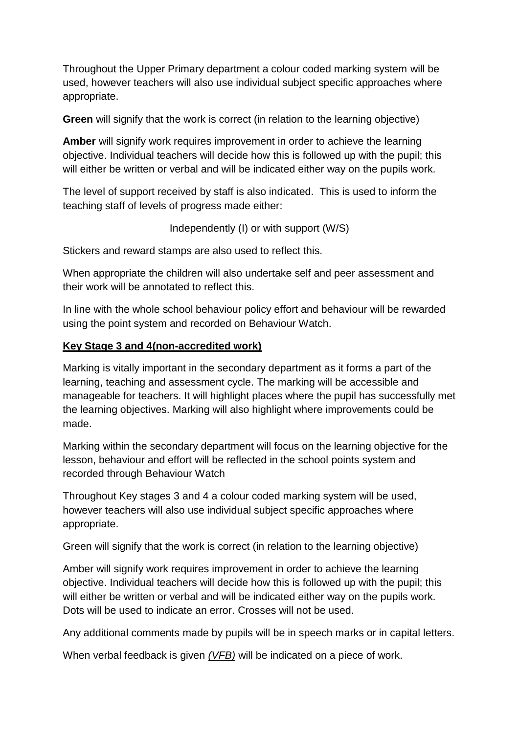Throughout the Upper Primary department a colour coded marking system will be used, however teachers will also use individual subject specific approaches where appropriate.

**Green** will signify that the work is correct (in relation to the learning objective)

**Amber** will signify work requires improvement in order to achieve the learning objective. Individual teachers will decide how this is followed up with the pupil; this will either be written or verbal and will be indicated either way on the pupils work.

The level of support received by staff is also indicated. This is used to inform the teaching staff of levels of progress made either:

Independently (I) or with support (W/S)

Stickers and reward stamps are also used to reflect this.

When appropriate the children will also undertake self and peer assessment and their work will be annotated to reflect this.

In line with the whole school behaviour policy effort and behaviour will be rewarded using the point system and recorded on Behaviour Watch.

**Key Stage 3 and 4(non-accredited work)**

Marking is vitally important in the secondary department as it forms a part of the learning, teaching and assessment cycle. The marking will be accessible and manageable for teachers. It will highlight places where the pupil has successfully met the learning objectives. Marking will also highlight where improvements could be made.

Marking within the secondary department will focus on the learning objective for the lesson, behaviour and effort will be reflected in the school points system and recorded through Behaviour Watch

Throughout Key stages 3 and 4 a colour coded marking system will be used, however teachers will also use individual subject specific approaches where appropriate.

Green will signify that the work is correct (in relation to the learning objective)

Amber will signify work requires improvement in order to achieve the learning objective. Individual teachers will decide how this is followed up with the pupil; this will either be written or verbal and will be indicated either way on the pupils work. Dots will be used to indicate an error. Crosses will not be used.

Any additional comments made by pupils will be in speech marks or in capital letters.

When verbal feedback is given *(VFB)* will be indicated on a piece of work.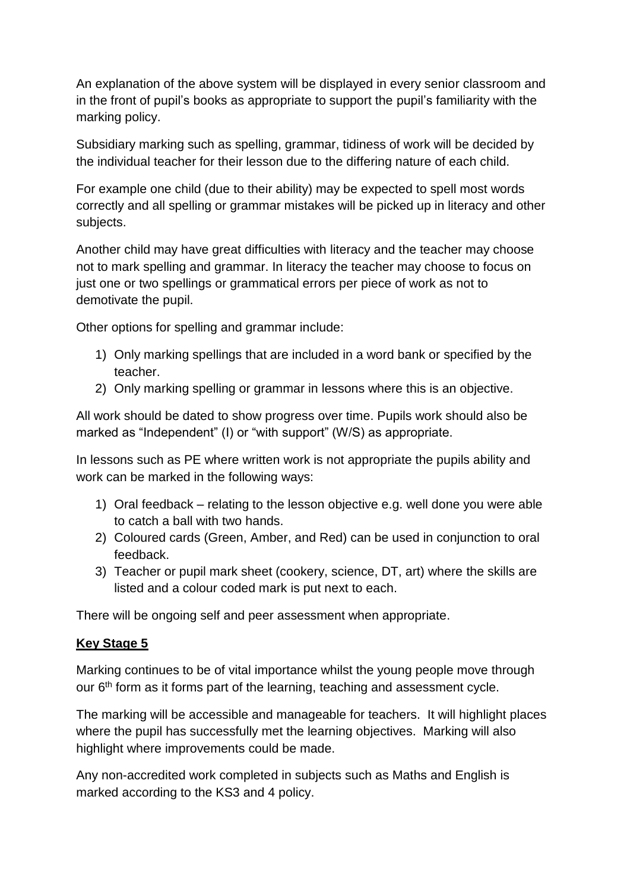An explanation of the above system will be displayed in every senior classroom and in the front of pupil's books as appropriate to support the pupil's familiarity with the marking policy.

Subsidiary marking such as spelling, grammar, tidiness of work will be decided by the individual teacher for their lesson due to the differing nature of each child.

For example one child (due to their ability) may be expected to spell most words correctly and all spelling or grammar mistakes will be picked up in literacy and other subjects.

Another child may have great difficulties with literacy and the teacher may choose not to mark spelling and grammar. In literacy the teacher may choose to focus on just one or two spellings or grammatical errors per piece of work as not to demotivate the pupil.

Other options for spelling and grammar include:

1) Only marking spellings that are included in a word bank or specified by the teacher.
2) Only marking spelling or grammar in lessons where this is an objective.

All work should be dated to show progress over time. Pupils work should also be marked as "Independent" (I) or "with support" (W/S) as appropriate.

In lessons such as PE where written work is not appropriate the pupils ability and work can be marked in the following ways:

1) Oral feedback – relating to the lesson objective e.g. well done you were able to catch a ball with two hands.
2) Coloured cards (Green, Amber, and Red) can be used in conjunction to oral feedback.
3) Teacher or pupil mark sheet (cookery, science, DT, art) where the skills are listed and a colour coded mark is put next to each.

There will be ongoing self and peer assessment when appropriate.

## **Key Stage 5**

Marking continues to be of vital importance whilst the young people move through our 6th form as it forms part of the learning, teaching and assessment cycle.

The marking will be accessible and manageable for teachers. It will highlight places where the pupil has successfully met the learning objectives. Marking will also highlight where improvements could be made.

Any non-accredited work completed in subjects such as Maths and English is marked according to the KS3 and 4 policy.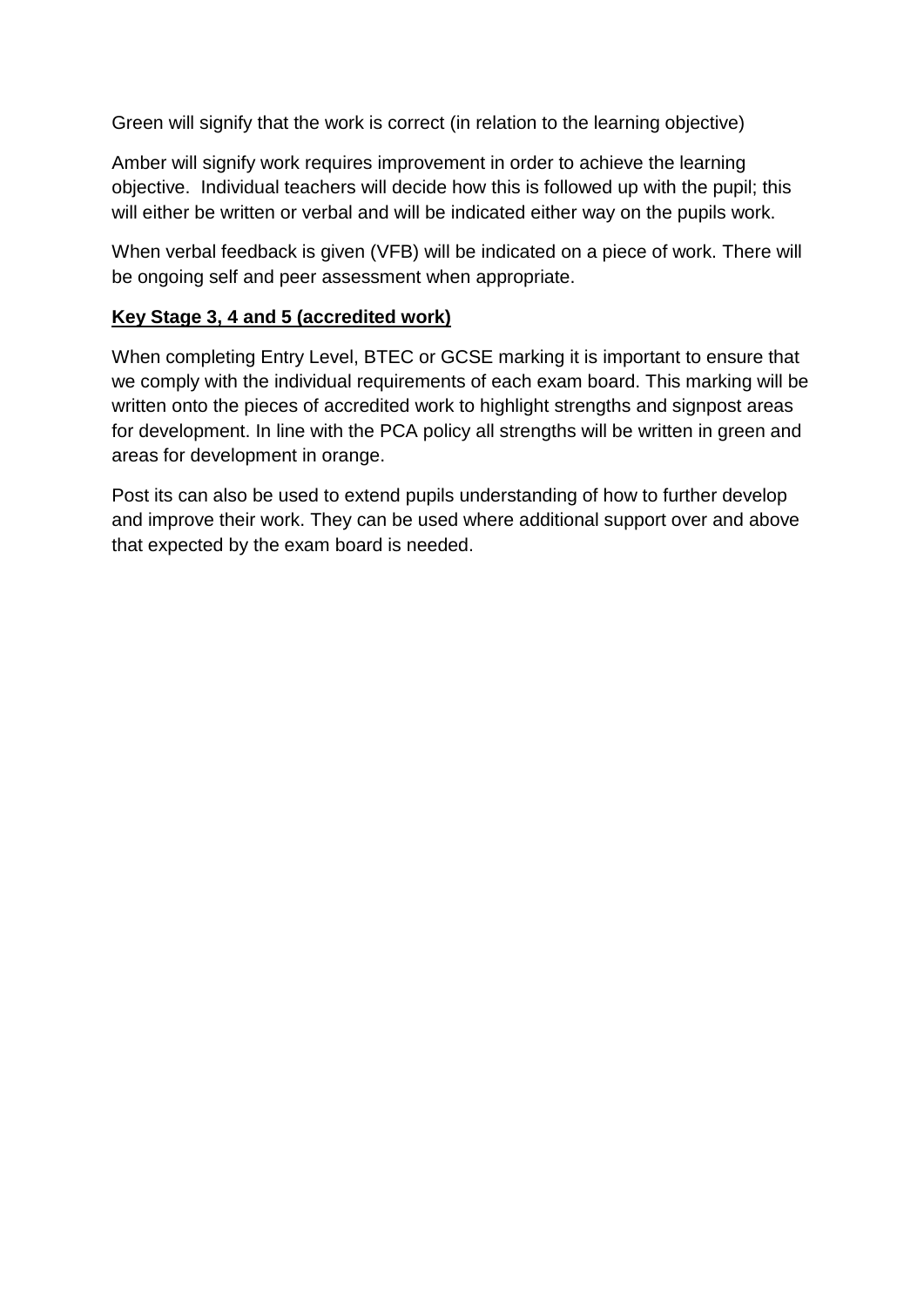Green will signify that the work is correct (in relation to the learning objective)

Amber will signify work requires improvement in order to achieve the learning objective.  Individual teachers will decide how this is followed up with the pupil; this will either be written or verbal and will be indicated either way on the pupils work.

When verbal feedback is given (VFB) will be indicated on a piece of work. There will be ongoing self and peer assessment when appropriate.

**Key Stage 3, 4 and 5 (accredited work)**

When completing Entry Level, BTEC or GCSE marking it is important to ensure that we comply with the individual requirements of each exam board. This marking will be written onto the pieces of accredited work to highlight strengths and signpost areas for development. In line with the PCA policy all strengths will be written in green and areas for development in orange.

Post its can also be used to extend pupils understanding of how to further develop and improve their work. They can be used where additional support over and above that expected by the exam board is needed.